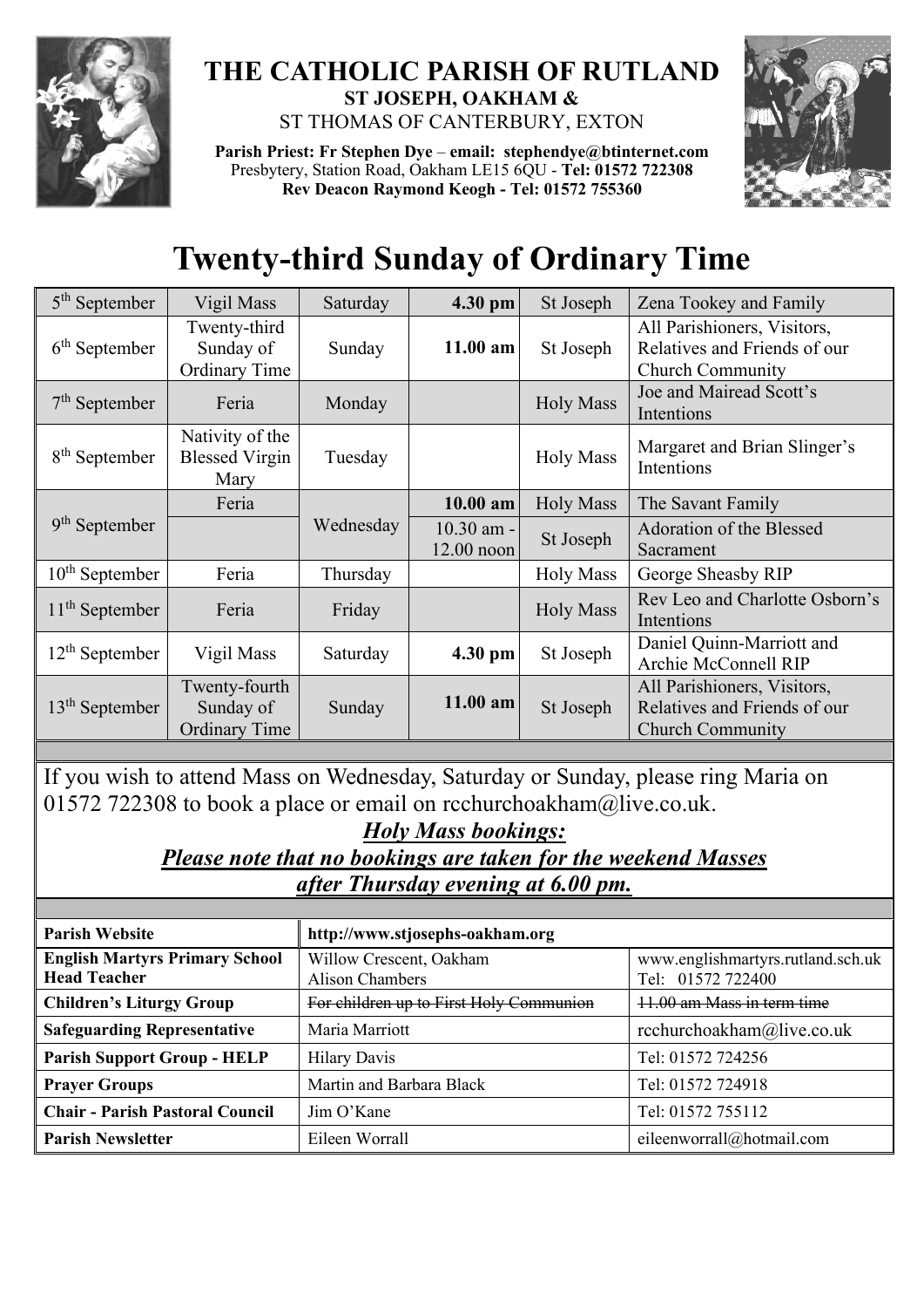# THE CATHOLIC PARISH OF RUTLAND

**ST JOSEPH, OAKHAM &**

ST THOMAS OF CANTERBURY, EXTON

**Parish Priest: Fr Stephen Dye** – **email: stephendye@btinternet.com**
Presbytery, Station Road, Oakham LE15 6QU - **Tel: 01572 722308**
**Rev Deacon Raymond Keogh - Tel: 01572 755360**

# Twenty-third Sunday of Ordinary Time

| | | | | | |
|---|---|---|---|---|---|
| 5th September | Vigil Mass | Saturday | **4.30 pm** | St Joseph | Zena Tookey and Family |
| 6th September | Twenty-third Sunday of Ordinary Time | Sunday | **11.00 am** | St Joseph | All Parishioners, Visitors, Relatives and Friends of our Church Community |
| 7th September | Feria | Monday | | Holy Mass | Joe and Mairead Scott's Intentions |
| 8th September | Nativity of the Blessed Virgin Mary | Tuesday | | Holy Mass | Margaret and Brian Slinger's Intentions |
| 9th September | Feria | Wednesday | **10.00 am** | Holy Mass | The Savant Family |
| | | | 10.30 am - 12.00 noon | St Joseph | Adoration of the Blessed Sacrament |
| 10th September | Feria | Thursday | | Holy Mass | George Sheasby RIP |
| 11th September | Feria | Friday | | Holy Mass | Rev Leo and Charlotte Osborn's Intentions |
| 12th September | Vigil Mass | Saturday | **4.30 pm** | St Joseph | Daniel Quinn-Marriott and Archie McConnell RIP |
| 13th September | Twenty-fourth Sunday of Ordinary Time | Sunday | **11.00 am** | St Joseph | All Parishioners, Visitors, Relatives and Friends of our Church Community |

If you wish to attend Mass on Wednesday, Saturday or Sunday, please ring Maria on 01572 722308 to book a place or email on rcchurchoakham@live.co.uk.

***Holy Mass bookings:***
***Please note that no bookings are taken for the weekend Masses after Thursday evening at 6.00 pm.***

| | | |
|---|---|---|
| **Parish Website** | **http://www.stjosephs-oakham.org** | |
| **English Martyrs Primary School Head Teacher** | Willow Crescent, Oakham Alison Chambers | www.englishmartyrs.rutland.sch.uk Tel: 01572 722400 |
| **Children's Liturgy Group** | ~~For children up to First Holy Communion~~ | ~~11.00 am Mass in term time~~ |
| **Safeguarding Representative** | Maria Marriott | rcchurchoakham@live.co.uk |
| **Parish Support Group - HELP** | Hilary Davis | Tel: 01572 724256 |
| **Prayer Groups** | Martin and Barbara Black | Tel: 01572 724918 |
| **Chair - Parish Pastoral Council** | Jim O'Kane | Tel: 01572 755112 |
| **Parish Newsletter** | Eileen Worrall | eileenworrall@hotmail.com |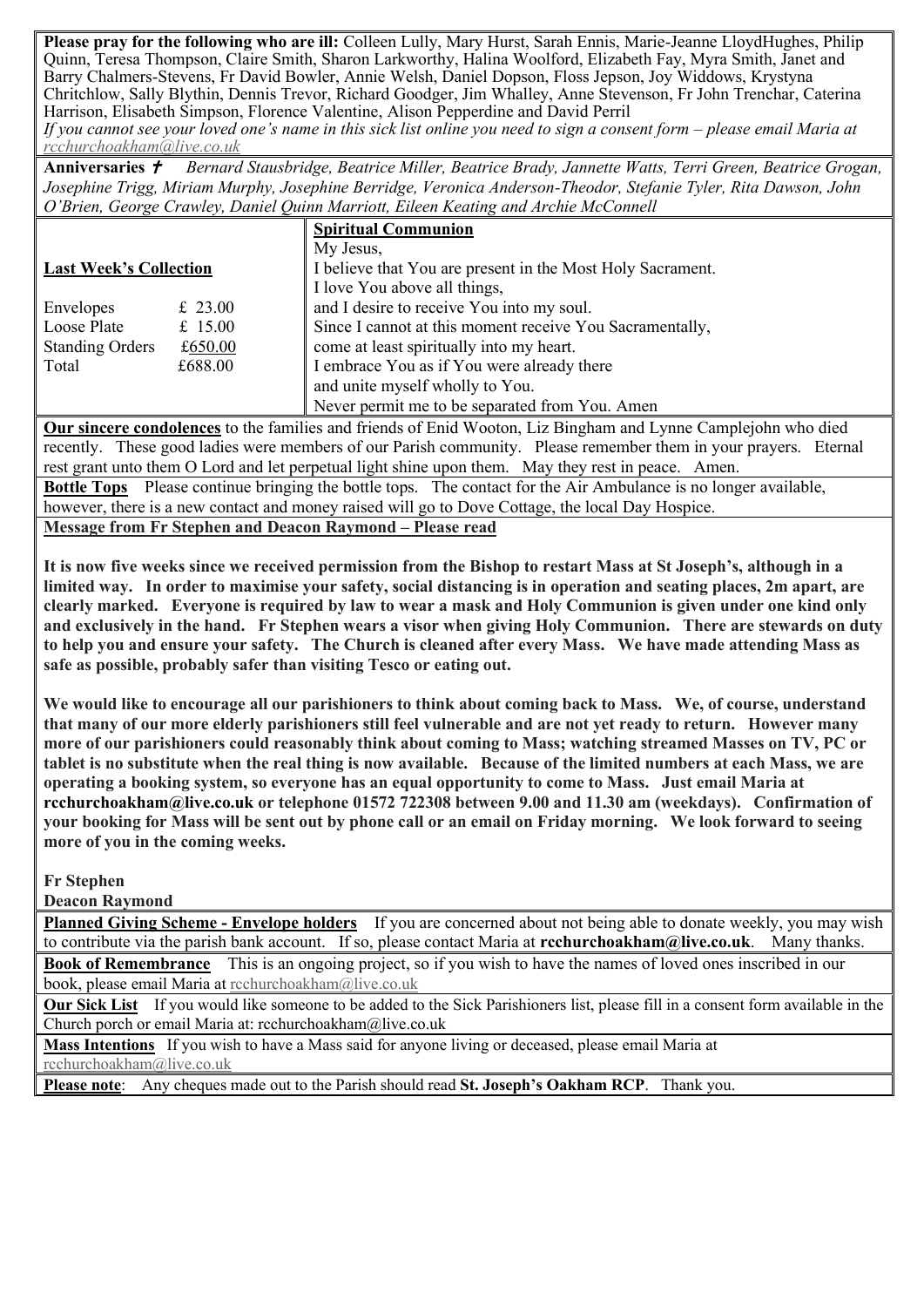**Please pray for the following who are ill:** Colleen Lully, Mary Hurst, Sarah Ennis, Marie-Jeanne LloydHughes, Philip Quinn, Teresa Thompson, Claire Smith, Sharon Larkworthy, Halina Woolford, Elizabeth Fay, Myra Smith, Janet and Barry Chalmers-Stevens, Fr David Bowler, Annie Welsh, Daniel Dopson, Floss Jepson, Joy Widdows, Krystyna Chritchlow, Sally Blythin, Dennis Trevor, Richard Goodger, Jim Whalley, Anne Stevenson, Fr John Trenchar, Caterina Harrison, Elisabeth Simpson, Florence Valentine, Alison Pepperdine and David Perril

*If you cannot see your loved one's name in this sick list online you need to sign a consent form – please email Maria at rcchurchoakham@live.co.uk*

**Anniversaries ✝** *Bernard Stausbridge, Beatrice Miller, Beatrice Brady, Jannette Watts, Terri Green, Beatrice Grogan, Josephine Trigg, Miriam Murphy, Josephine Berridge, Veronica Anderson-Theodor, Stefanie Tyler, Rita Dawson, John O'Brien, George Crawley, Daniel Quinn Marriott, Eileen Keating and Archie McConnell*

**Last Week's Collection**

| | |
|---|---|
| Envelopes | £ 23.00 |
| Loose Plate | £ 15.00 |
| Standing Orders | £650.00 |
| Total | £688.00 |

**Spiritual Communion**

My Jesus,
I believe that You are present in the Most Holy Sacrament.
I love You above all things,
and I desire to receive You into my soul.
Since I cannot at this moment receive You Sacramentally,
come at least spiritually into my heart.
I embrace You as if You were already there
and unite myself wholly to You.
Never permit me to be separated from You. Amen

**Our sincere condolences** to the families and friends of Enid Wooton, Liz Bingham and Lynne Camplejohn who died recently. These good ladies were members of our Parish community. Please remember them in your prayers. Eternal rest grant unto them O Lord and let perpetual light shine upon them. May they rest in peace. Amen.

**Bottle Tops** Please continue bringing the bottle tops. The contact for the Air Ambulance is no longer available, however, there is a new contact and money raised will go to Dove Cottage, the local Day Hospice.

**Message from Fr Stephen and Deacon Raymond – Please read**

**It is now five weeks since we received permission from the Bishop to restart Mass at St Joseph's, although in a limited way. In order to maximise your safety, social distancing is in operation and seating places, 2m apart, are clearly marked. Everyone is required by law to wear a mask and Holy Communion is given under one kind only and exclusively in the hand. Fr Stephen wears a visor when giving Holy Communion. There are stewards on duty to help you and ensure your safety. The Church is cleaned after every Mass. We have made attending Mass as safe as possible, probably safer than visiting Tesco or eating out.**

**We would like to encourage all our parishioners to think about coming back to Mass. We, of course, understand that many of our more elderly parishioners still feel vulnerable and are not yet ready to return. However many more of our parishioners could reasonably think about coming to Mass; watching streamed Masses on TV, PC or tablet is no substitute when the real thing is now available. Because of the limited numbers at each Mass, we are operating a booking system, so everyone has an equal opportunity to come to Mass. Just email Maria at rcchurchoakham@live.co.uk or telephone 01572 722308 between 9.00 and 11.30 am (weekdays). Confirmation of your booking for Mass will be sent out by phone call or an email on Friday morning. We look forward to seeing more of you in the coming weeks.**

**Fr Stephen**
**Deacon Raymond**

**Planned Giving Scheme - Envelope holders** If you are concerned about not being able to donate weekly, you may wish to contribute via the parish bank account. If so, please contact Maria at **rcchurchoakham@live.co.uk**. Many thanks.

**Book of Remembrance** This is an ongoing project, so if you wish to have the names of loved ones inscribed in our book, please email Maria at rcchurchoakham@live.co.uk

**Our Sick List** If you would like someone to be added to the Sick Parishioners list, please fill in a consent form available in the Church porch or email Maria at: rcchurchoakham@live.co.uk

**Mass Intentions** If you wish to have a Mass said for anyone living or deceased, please email Maria at rcchurchoakham@live.co.uk

**Please note**: Any cheques made out to the Parish should read **St. Joseph's Oakham RCP**. Thank you.